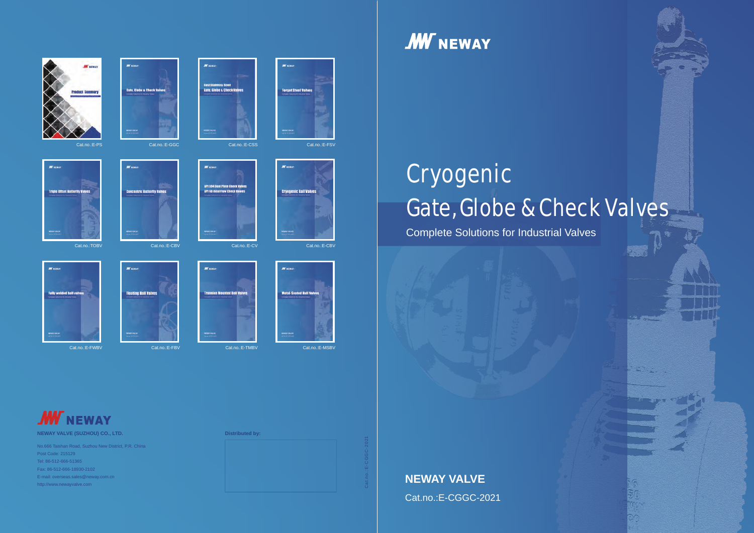# NEWAY

# Cryogenic Gate, Globe & Check Valves

Complete Solutions for Industrial Valves

**NEWAY VALVE**

Cat.no.:E-CGGC-2021

---

Cat.no.:E-PS

Cat.no.:E-GGC

Cat.no.:E-CSS

Cat.no.:E-FSV

Cat.no.:TOBV

Cat.no.:E-CBV

Cat.no.:E-CV

Cat.no.:E-CBV

Cat.no.:E-FWBV

Cat.no.:E-FBV

Cat.no.:E-TMBV

Cat.no.:E-MSBV

**NEWAY VALVE (SUZHOU) CO., LTD.**

No.666 Taishan Road, Suzhou New District, P.R. China
Post Code: 215129
Tel: 86-512-666-51365
Fax: 86-512-666-18930-2102
E-mail: overseas.sales@neway.com.cn
http://www.newayvalve.com

**Distributed by:**

Cat.no.:E-CGGC-2021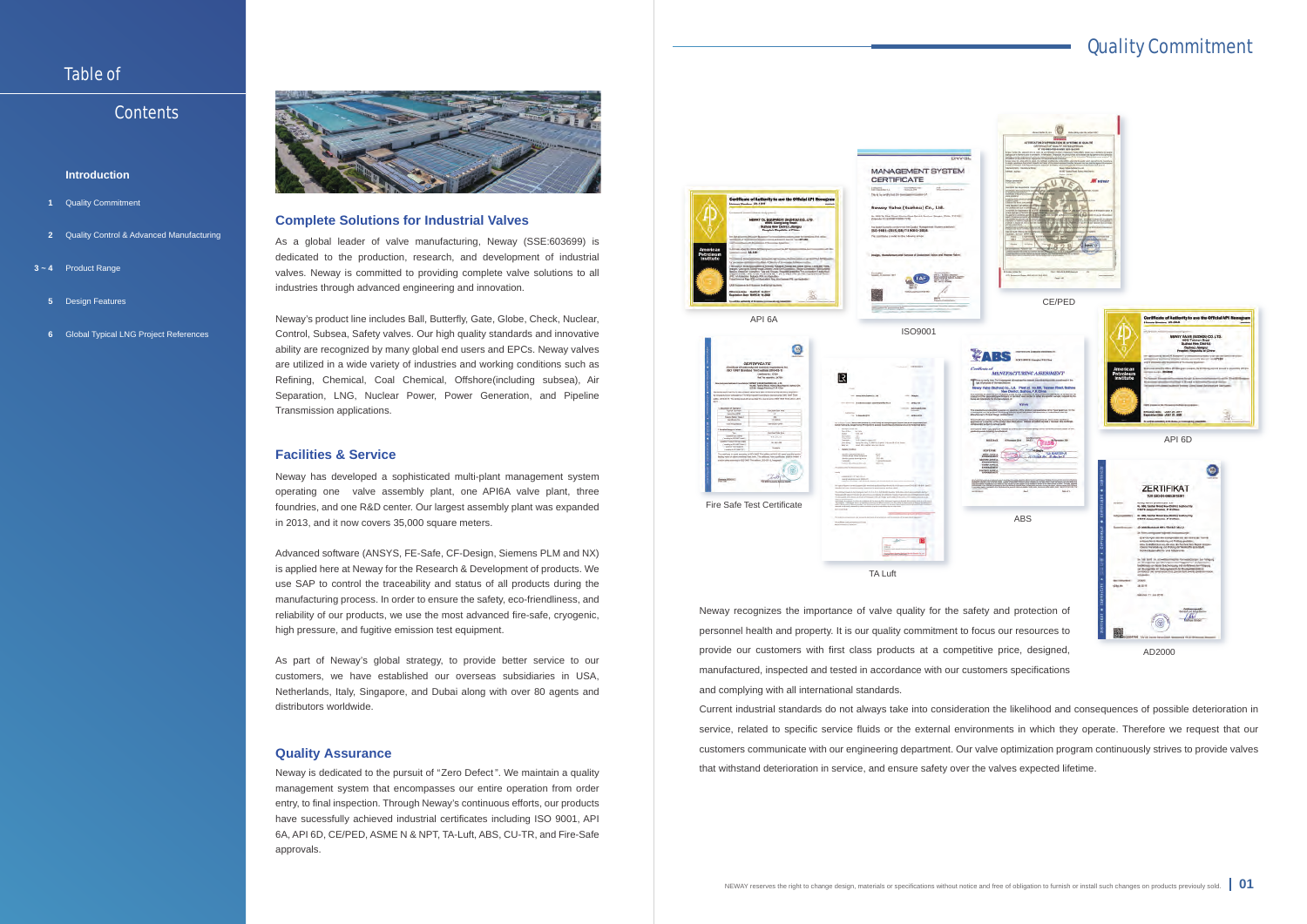# Table of Contents

### Introduction

1. Quality Commitment
2. Quality Control & Advanced Manufacturing

3 ~ 4 Product Range

5. Design Features
6. Global Typical LNG Project References

## Complete Solutions for Industrial Valves

As a global leader of valve manufacturing, Neway (SSE:603699) is dedicated to the production, research, and development of industrial valves. Neway is committed to providing complete valve solutions to all industries through advanced engineering and innovation.

Neway's product line includes Ball, Butterfly, Gate, Globe, Check, Nuclear, Control, Subsea, Safety valves. Our high quality standards and innovative ability are recognized by many global end users and EPCs. Neway valves are utilized in a wide variety of industries and working conditions such as Refining, Chemical, Coal Chemical, Offshore(including subsea), Air Separation, LNG, Nuclear Power, Power Generation, and Pipeline Transmission applications.

## Facilities & Service

Neway has developed a sophisticated multi-plant management system operating one valve assembly plant, one API6A valve plant, three foundries, and one R&D center. Our largest assembly plant was expanded in 2013, and it now covers 35,000 square meters.

Advanced software (ANSYS, FE-Safe, CF-Design, Siemens PLM and NX) is applied here at Neway for the Research & Development of products. We use SAP to control the traceability and status of all products during the manufacturing process. In order to ensure the safety, eco-friendliness, and reliability of our products, we use the most advanced fire-safe, cryogenic, high pressure, and fugitive emission test equipment.

As part of Neway's global strategy, to provide better service to our customers, we have established our overseas subsidiaries in USA, Netherlands, Italy, Singapore, and Dubai along with over 80 agents and distributors worldwide.

## Quality Assurance

Neway is dedicated to the pursuit of "Zero Defect". We maintain a quality management system that encompasses our entire operation from order entry, to final inspection. Through Neway's continuous efforts, our products have sucessfully achieved industrial certificates including ISO 9001, API 6A, API 6D, CE/PED, ASME N & NPT, TA-Luft, ABS, CU-TR, and Fire-Safe approvals.

# Quality Commitment

API 6A

ISO9001

CE/PED

API 6D

Fire Safe Test Certificate

TA Luft

ABS

AD2000

Neway recognizes the importance of valve quality for the safety and protection of personnel health and property. It is our quality commitment to focus our resources to provide our customers with first class products at a competitive price, designed, manufactured, inspected and tested in accordance with our customers specifications and complying with all international standards.

Current industrial standards do not always take into consideration the likelihood and consequences of possible deterioration in service, related to specific service fluids or the external environments in which they operate. Therefore we request that our customers communicate with our engineering department. Our valve optimization program continuously strives to provide valves that withstand deterioration in service, and ensure safety over the valves expected lifetime.

NEWAY reserves the right to change design, materials or specifications without notice and free of obligation to furnish or install such changes on products previously sold.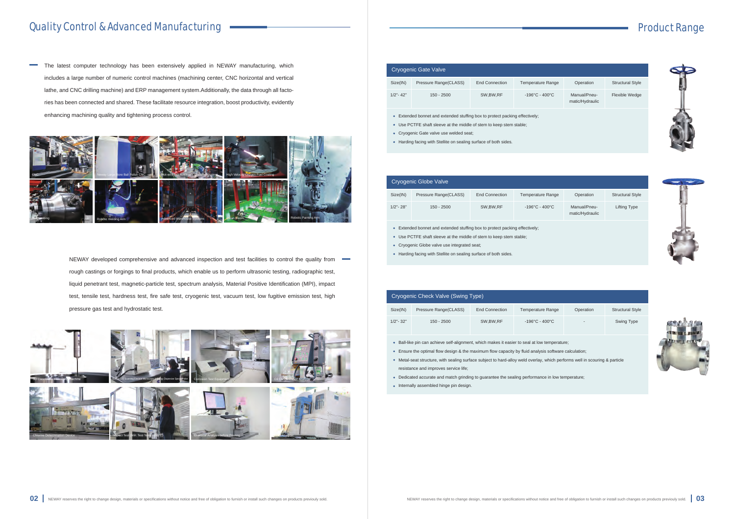# Quality Control & Advanced Manufacturing

The latest computer technology has been extensively applied in NEWAY manufacturing, which includes a large number of numeric control machines (machining center, CNC horizontal and vertical lathe, and CNC drilling machine) and ERP management system.Additionally, the data through all factories has been connected and shared. These facilitate resource integration, boost productivity, evidently enhancing machining quality and tightening process control.

CNC | Neway Large Bore Ball Polish CNC | Hot-wire TIG Automatic Cladding System | High Velocity Oxygen Fuel Coating | Welding | Robotic Welding Arm | Advanced Warehouse Systems | Clean Room | Robotic Painting Arm

NEWAY developed comprehensive and advanced inspection and test facilities to control the quality from rough castings or forgings to final products, which enable us to perform ultrasonic testing, radiographic test, liquid penetrant test, magnetic-particle test, spectrum analysis, Material Positive Identification (MPI), impact test, tensile test, hardness test, fire safe test, cryogenic test, vacuum test, low fugitive emission test, high pressure gas test and hydrostatic test.

3D Coordinate Measuring Machine | SEM & EDS Scanning Electron Microscope & Energy Dispersive Spectrometer | Corrosion Test Equipment | Oil Contamination Analyzer | Chlorine Determination Device | Impact Test (Min. Test Temp.-196°C) | Chemical Analysis before Pouring

# Product Range

## Cryogenic Gate Valve

| Size(IN) | Pressure Range(CLASS) | End Connection | Temperature Range | Operation | Structural Style |
|---|---|---|---|---|---|
| 1/2"- 42" | 150 - 2500 | SW,BW,RF | -196°C - 400°C | Manual/Pneumatic/Hydraulic | Flexible Wedge |

- Extended bonnet and extended stuffing box to protect packing effectively;
- Use PCTFE shaft sleeve at the middle of stem to keep stem stable;
- Cryogenic Gate valve use welded seat;
- Harding facing with Stellite on sealing surface of both sides.

## Cryogenic Globe Valve

| Size(IN) | Pressure Range(CLASS) | End Connection | Temperature Range | Operation | Structural Style |
|---|---|---|---|---|---|
| 1/2"- 28" | 150 - 2500 | SW,BW,RF | -196°C - 400°C | Manual/Pneumatic/Hydraulic | Lifting Type |

- Extended bonnet and extended stuffing box to protect packing effectively;
- Use PCTFE shaft sleeve at the middle of stem to keep stem stable;
- Cryogenic Globe valve use integrated seat;
- Harding facing with Stellite on sealing surface of both sides.

## Cryogenic Check Valve (Swing Type)

| Size(IN) | Pressure Range(CLASS) | End Connection | Temperature Range | Operation | Structural Style |
|---|---|---|---|---|---|
| 1/2"- 32" | 150 - 2500 | SW,BW,RF | -196°C - 400°C | - | Swing Type |

- Ball-like pin can achieve self-alignment, which makes it easier to seal at low temperature;
- Ensure the optimal flow design & the maximum flow capacity by fluid analysis software calculation;
- Metal-seat structure, with sealing surface subject to hard-alloy weld overlay, which performs well in scouring & particle resistance and improves service life;
- Dedicated accurate and match grinding to guarantee the sealing performance in low temperature;
- Internally assembled hinge pin design.

NEWAY reserves the right to change design, materials or specifications without notice and free of obligation to furnish or install such changes on products previously sold.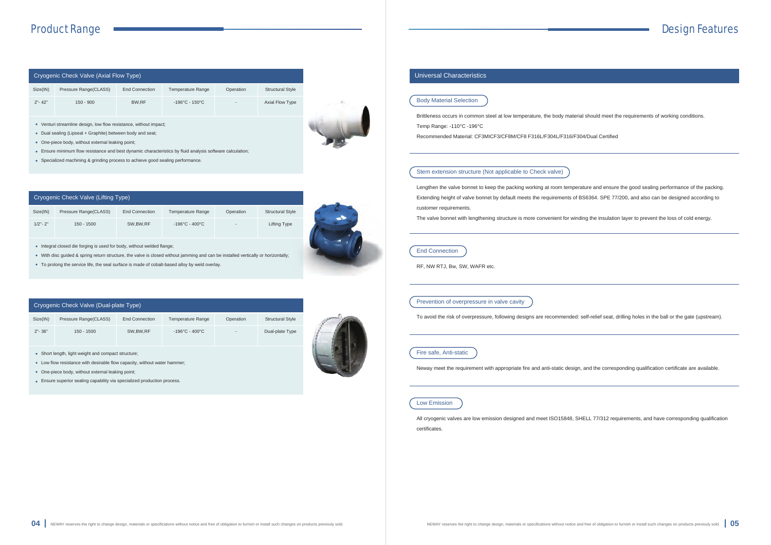# Product Range

## Cryogenic Check Valve (Axial Flow Type)

| Size(IN) | Pressure Range(CLASS) | End Connection | Temperature Range | Operation | Structural Style |
|---|---|---|---|---|---|
| 2"- 42" | 150 - 900 | BW,RF | -196°C - 150°C | - | Axial Flow Type |

- Venturi streamline design, low flow resistance, without impact;
- Dual sealing (Lipseal + Graphite) between body and seat;
- One-piece body, without external leaking point;
- Ensure minimum flow resistance and best dynamic characteristics by fluid analysis software calculation;
- Specialized machining & grinding process to achieve good sealing performance.

## Cryogenic Check Valve (Lifting Type)

| Size(IN) | Pressure Range(CLASS) | End Connection | Temperature Range | Operation | Structural Style |
|---|---|---|---|---|---|
| 1/2"- 2" | 150 - 1500 | SW,BW,RF | -196°C - 400°C | - | Lifting Type |

- Integral closed die forging is used for body, without welded flange;
- With disc guided & spring return structure, the valve is closed without jamming and can be installed vertically or horizontally;
- To prolong the service life, the seal surface is made of cobalt-based alloy by weld overlay.

## Cryogenic Check Valve (Dual-plate Type)

| Size(IN) | Pressure Range(CLASS) | End Connection | Temperature Range | Operation | Structural Style |
|---|---|---|---|---|---|
| 2"- 36" | 150 - 1500 | SW,BW,RF | -196°C - 400°C | - | Dual-plate Type |

- Short length, light weight and compact structure;
- Low flow resistance with desirable flow capacity, without water hammer;
- One-piece body, without external leaking point;
- Ensure superior sealing capability via specialized production process.

# Design Features

## Universal Characteristics

### Body Material Selection

Brittleness occurs in common steel at low temperature, the body material should meet the requirements of working conditions.

Temp Range: -110°C -196°C

Recommended Material: CF3MICF3/CF8M/CF8 F316L/F304L/F316/F304/Dual Certified

### Stem extension structure (Not applicable to Check valve)

Lengthen the valve bonnet to keep the packing working at room temperature and ensure the good sealing performance of the packing. Extending height of valve bonnet by default meets the requirements of BS6364. SPE 77/200, and also can be designed according to customer requirements.

The valve bonnet with lengthening structure is more convenient for winding the insulation layer to prevent the loss of cold energy.

### End Connection

RF, NW RTJ, Bw, SW, WAFR etc.

### Prevention of overpressure in valve cavity

To avoid the risk of overpressure, following designs are recommended: self-relief seat, drilling holes in the ball or the gate (upstream).

### Fire safe, Anti-static

Neway meet the requirement with appropriate fire and anti-static design, and the corresponding qualification certificate are available.

### Low Emission

All cryogenic valves are low emission designed and meet ISO15848, SHELL 77/312 requirements, and have corresponding qualification certificates.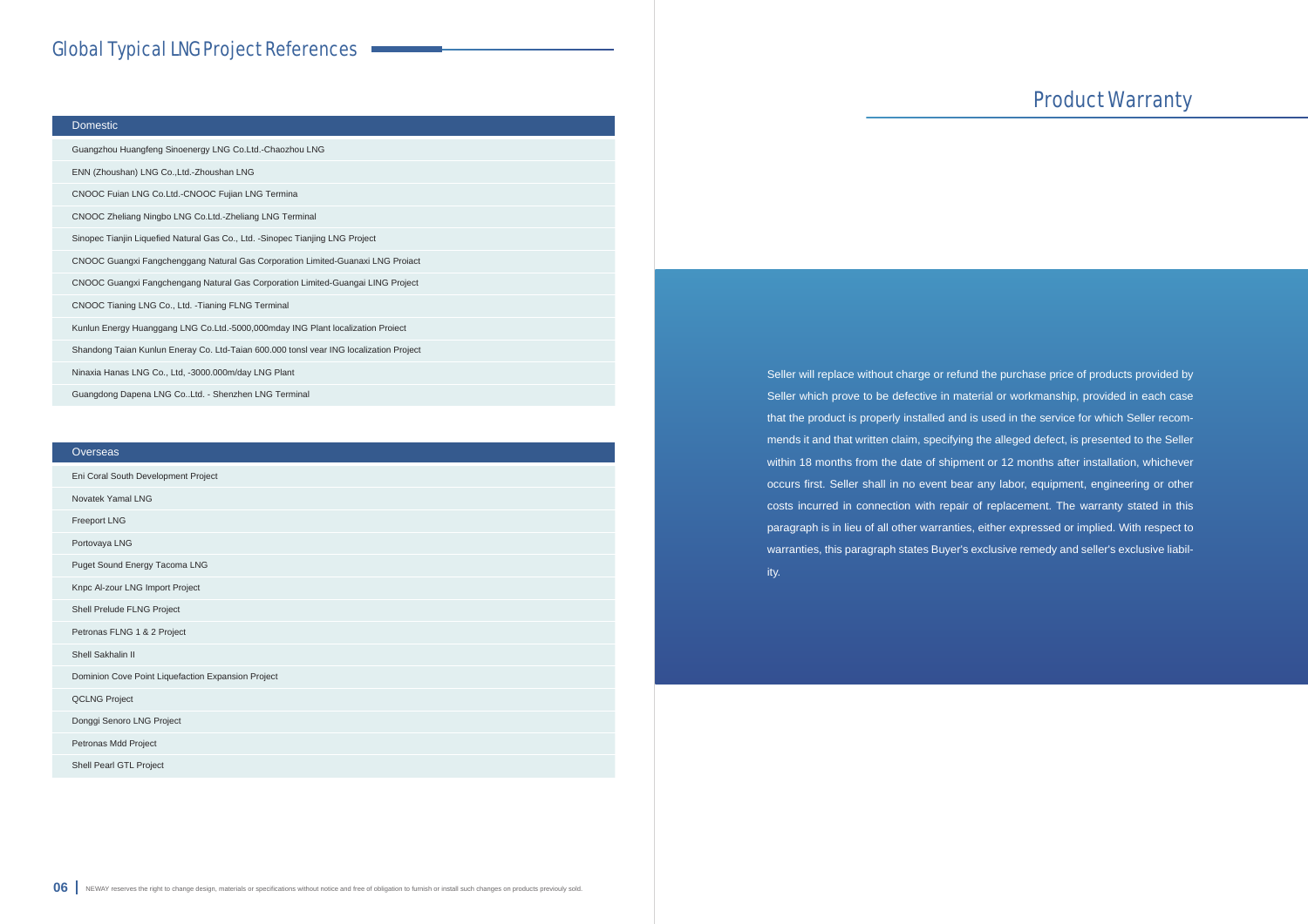## Global Typical LNG Project References

| Domestic |
| --- |
| Guangzhou Huangfeng Sinoenergy LNG Co.Ltd.-Chaozhou LNG |
| ENN (Zhoushan) LNG Co.,Ltd.-Zhoushan LNG |
| CNOOC Fuian LNG Co.Ltd.-CNOOC Fujian LNG Termina |
| CNOOC Zheliang Ningbo LNG Co.Ltd.-Zheliang LNG Terminal |
| Sinopec Tianjin Liquefied Natural Gas Co., Ltd. -Sinopec Tianjing LNG Project |
| CNOOC Guangxi Fangchenggang Natural Gas Corporation Limited-Guanaxi LNG Proiact |
| CNOOC Guangxi Fangchengang Natural Gas Corporation Limited-Guangai LING Project |
| CNOOC Tianing LNG Co., Ltd. -Tianing FLNG Terminal |
| Kunlun Energy Huanggang LNG Co.Ltd.-5000,000mday ING Plant localization Proiect |
| Shandong Taian Kunlun Eneray Co. Ltd-Taian 600.000 tonsl vear ING localization Project |
| Ninaxia Hanas LNG Co., Ltd, -3000.000m/day LNG Plant |
| Guangdong Dapena LNG Co..Ltd. - Shenzhen LNG Terminal |

| Overseas |
| --- |
| Eni Coral South Development Project |
| Novatek Yamal LNG |
| Freeport LNG |
| Portovaya LNG |
| Puget Sound Energy Tacoma LNG |
| Knpc Al-zour LNG Import Project |
| Shell Prelude FLNG Project |
| Petronas FLNG 1 & 2 Project |
| Shell Sakhalin II |
| Dominion Cove Point Liquefaction Expansion Project |
| QCLNG Project |
| Donggi Senoro LNG Project |
| Petronas Mdd Project |
| Shell Pearl GTL Project |

NEWAY reserves the right to change design, materials or specifications without notice and free of obligation to furnish or install such changes on products previouly sold.

## Product Warranty

Seller will replace without charge or refund the purchase price of products provided by Seller which prove to be defective in material or workmanship, provided in each case that the product is properly installed and is used in the service for which Seller recommends it and that written claim, specifying the alleged defect, is presented to the Seller within 18 months from the date of shipment or 12 months after installation, whichever occurs first. Seller shall in no event bear any labor, equipment, engineering or other costs incurred in connection with repair of replacement. The warranty stated in this paragraph is in lieu of all other warranties, either expressed or implied. With respect to warranties, this paragraph states Buyer's exclusive remedy and seller's exclusive liability.